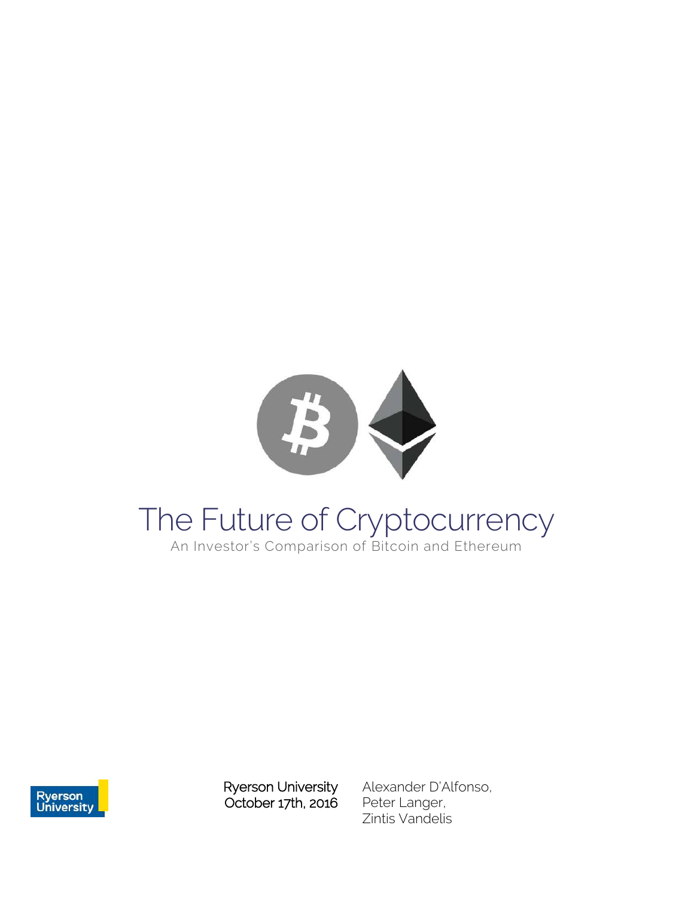# The Future of Cryptocurrency

An Investor's Comparison of Bitcoin and Ethereum

Ryerson University
October 17th, 2016

Alexander D'Alfonso,
Peter Langer,
Zintis Vandelis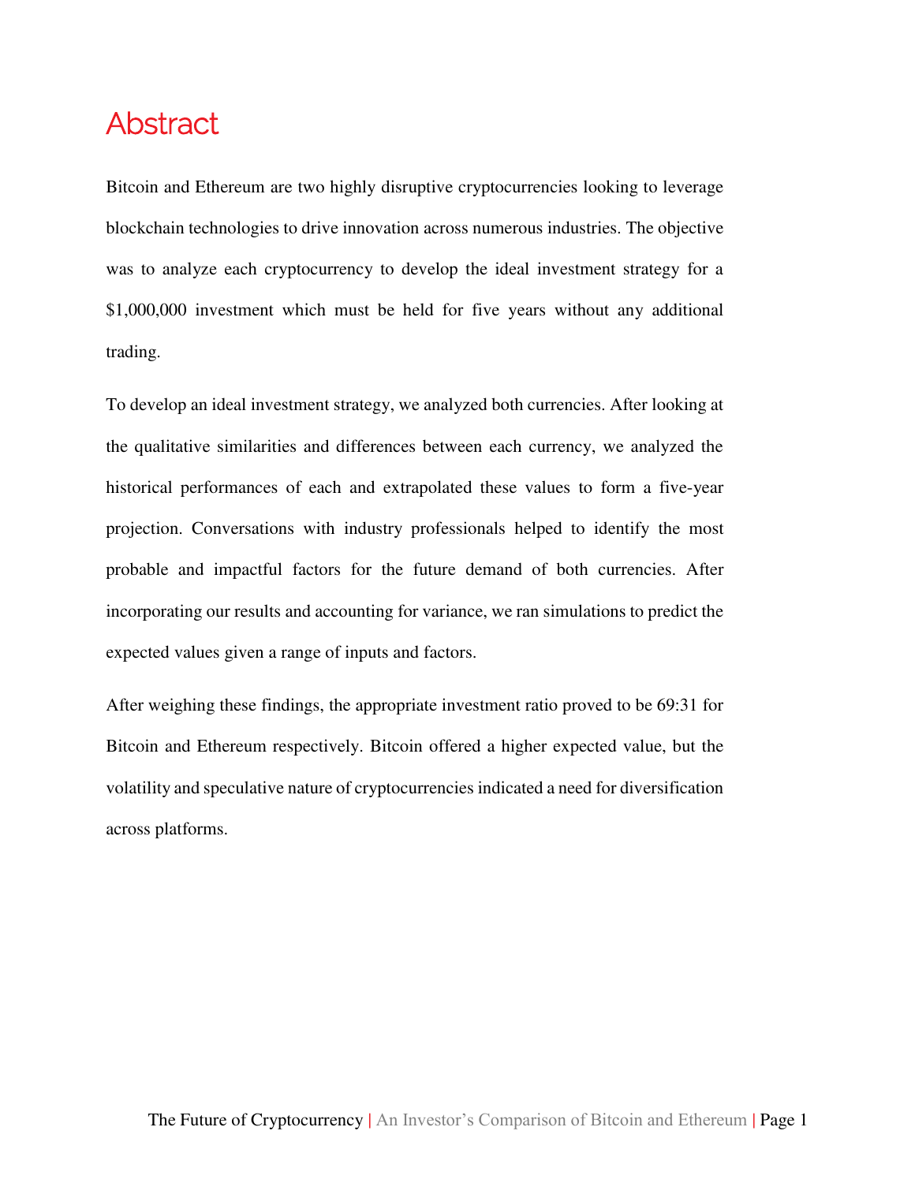# Abstract

Bitcoin and Ethereum are two highly disruptive cryptocurrencies looking to leverage blockchain technologies to drive innovation across numerous industries. The objective was to analyze each cryptocurrency to develop the ideal investment strategy for a $1,000,000 investment which must be held for five years without any additional trading.

To develop an ideal investment strategy, we analyzed both currencies. After looking at the qualitative similarities and differences between each currency, we analyzed the historical performances of each and extrapolated these values to form a five-year projection. Conversations with industry professionals helped to identify the most probable and impactful factors for the future demand of both currencies. After incorporating our results and accounting for variance, we ran simulations to predict the expected values given a range of inputs and factors.

After weighing these findings, the appropriate investment ratio proved to be 69:31 for Bitcoin and Ethereum respectively. Bitcoin offered a higher expected value, but the volatility and speculative nature of cryptocurrencies indicated a need for diversification across platforms.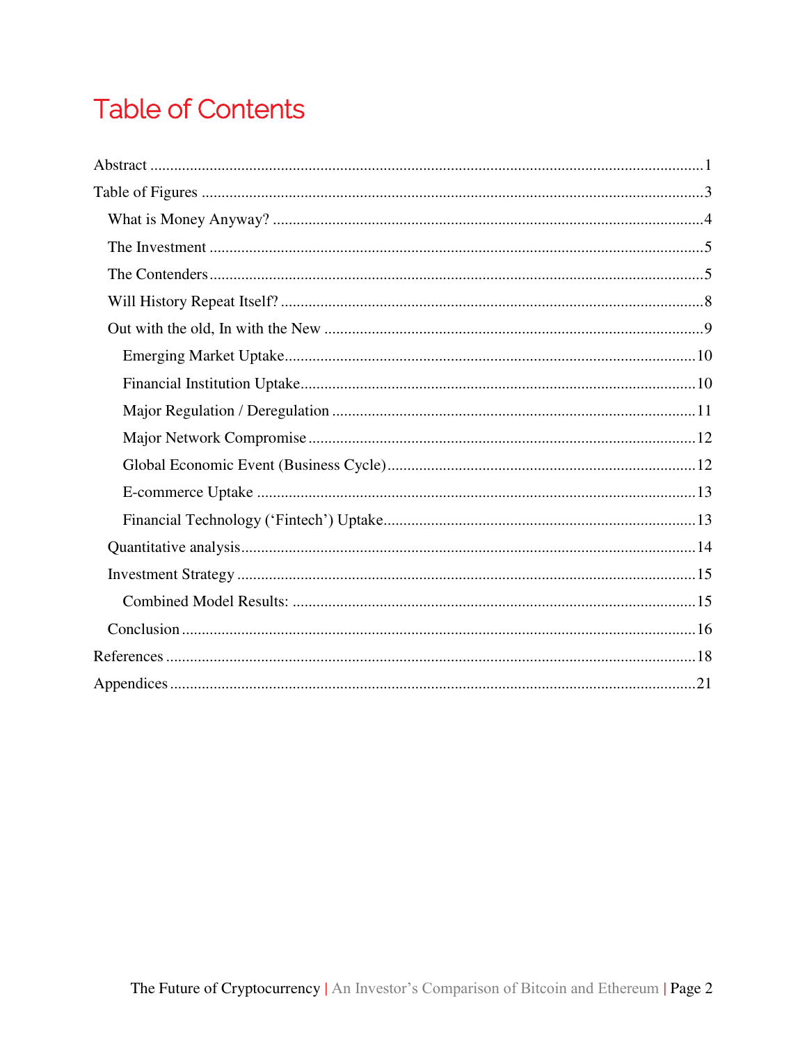# Table of Contents

Abstract ..... 1

Table of Figures ..... 3

- What is Money Anyway? ..... 4
- The Investment ..... 5
- The Contenders ..... 5
- Will History Repeat Itself? ..... 8
- Out with the old, In with the New ..... 9
  - Emerging Market Uptake ..... 10
  - Financial Institution Uptake ..... 10
  - Major Regulation / Deregulation ..... 11
  - Major Network Compromise ..... 12
  - Global Economic Event (Business Cycle) ..... 12
  - E-commerce Uptake ..... 13
  - Financial Technology ('Fintech') Uptake ..... 13
- Quantitative analysis ..... 14
- Investment Strategy ..... 15
  - Combined Model Results: ..... 15
- Conclusion ..... 16

References ..... 18

Appendices ..... 21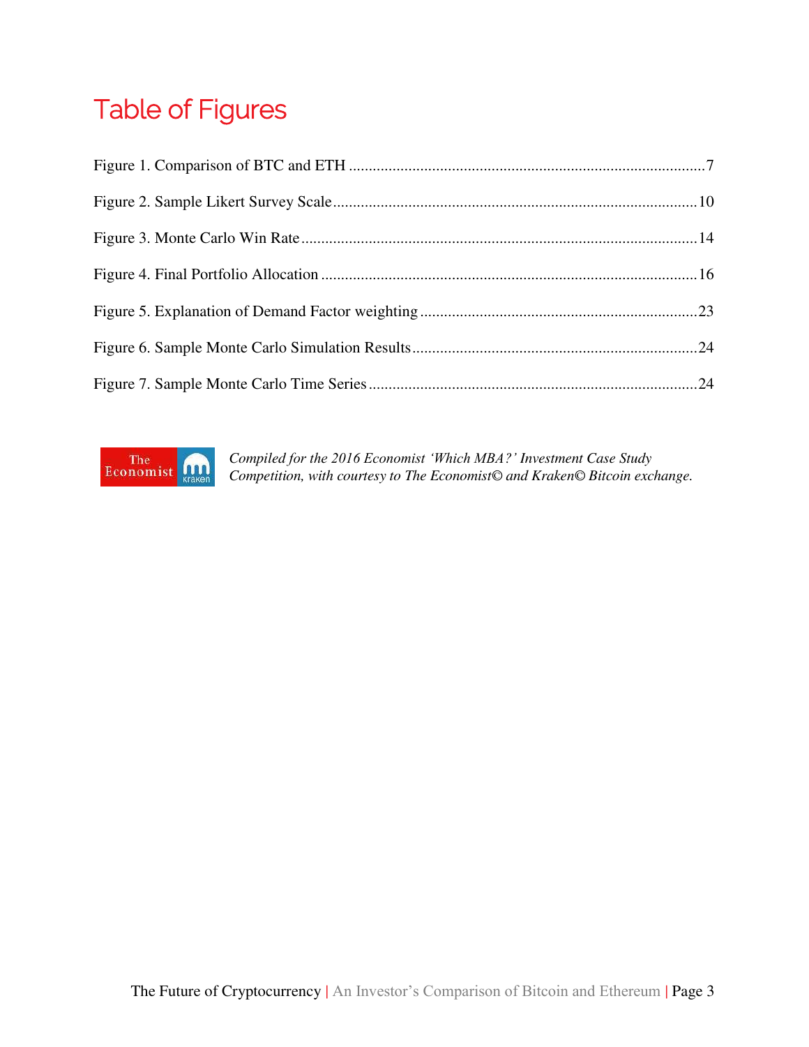# Table of Figures

Figure 1. Comparison of BTC and ETH ........................................................................................7

Figure 2. Sample Likert Survey Scale ........................................................................................10

Figure 3. Monte Carlo Win Rate ................................................................................................14

Figure 4. Final Portfolio Allocation ...........................................................................................16

Figure 5. Explanation of Demand Factor weighting ...................................................................23

Figure 6. Sample Monte Carlo Simulation Results .....................................................................24

Figure 7. Sample Monte Carlo Time Series ................................................................................24

*Compiled for the 2016 Economist 'Which MBA?' Investment Case Study Competition, with courtesy to The Economist© and Kraken© Bitcoin exchange.*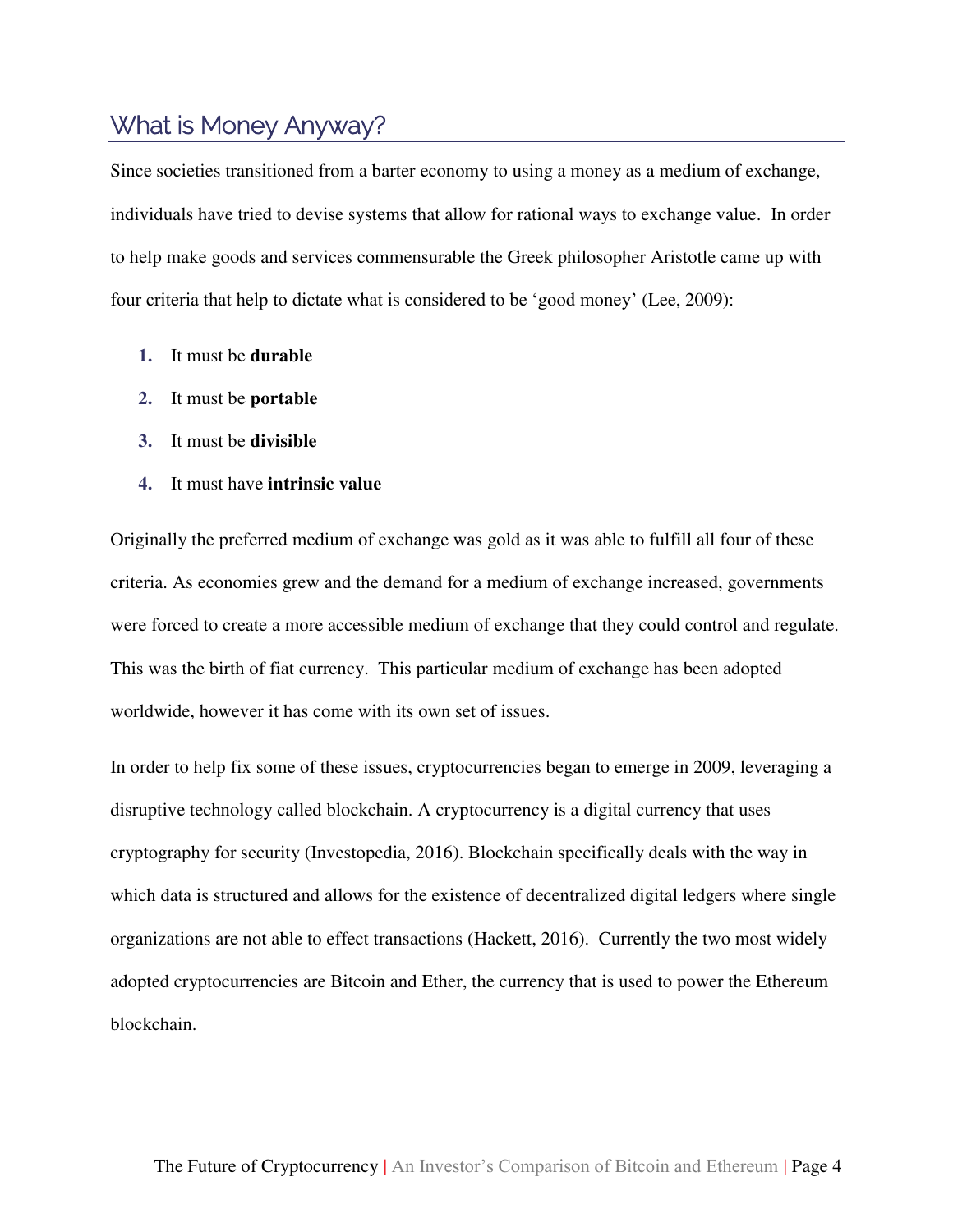## What is Money Anyway?

Since societies transitioned from a barter economy to using a money as a medium of exchange, individuals have tried to devise systems that allow for rational ways to exchange value. In order to help make goods and services commensurable the Greek philosopher Aristotle came up with four criteria that help to dictate what is considered to be 'good money' (Lee, 2009):

1. It must be **durable**
2. It must be **portable**
3. It must be **divisible**
4. It must have **intrinsic value**

Originally the preferred medium of exchange was gold as it was able to fulfill all four of these criteria. As economies grew and the demand for a medium of exchange increased, governments were forced to create a more accessible medium of exchange that they could control and regulate. This was the birth of fiat currency. This particular medium of exchange has been adopted worldwide, however it has come with its own set of issues.

In order to help fix some of these issues, cryptocurrencies began to emerge in 2009, leveraging a disruptive technology called blockchain. A cryptocurrency is a digital currency that uses cryptography for security (Investopedia, 2016). Blockchain specifically deals with the way in which data is structured and allows for the existence of decentralized digital ledgers where single organizations are not able to effect transactions (Hackett, 2016). Currently the two most widely adopted cryptocurrencies are Bitcoin and Ether, the currency that is used to power the Ethereum blockchain.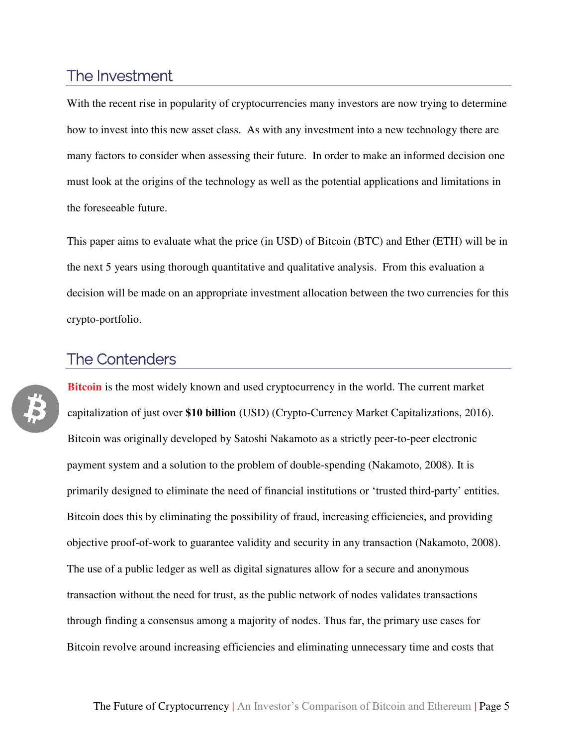## The Investment

With the recent rise in popularity of cryptocurrencies many investors are now trying to determine how to invest into this new asset class. As with any investment into a new technology there are many factors to consider when assessing their future. In order to make an informed decision one must look at the origins of the technology as well as the potential applications and limitations in the foreseeable future.

This paper aims to evaluate what the price (in USD) of Bitcoin (BTC) and Ether (ETH) will be in the next 5 years using thorough quantitative and qualitative analysis. From this evaluation a decision will be made on an appropriate investment allocation between the two currencies for this crypto-portfolio.

## The Contenders

**Bitcoin** is the most widely known and used cryptocurrency in the world. The current market capitalization of just over **$10 billion** (USD) (Crypto-Currency Market Capitalizations, 2016). Bitcoin was originally developed by Satoshi Nakamoto as a strictly peer-to-peer electronic payment system and a solution to the problem of double-spending (Nakamoto, 2008). It is primarily designed to eliminate the need of financial institutions or 'trusted third-party' entities. Bitcoin does this by eliminating the possibility of fraud, increasing efficiencies, and providing objective proof-of-work to guarantee validity and security in any transaction (Nakamoto, 2008). The use of a public ledger as well as digital signatures allow for a secure and anonymous transaction without the need for trust, as the public network of nodes validates transactions through finding a consensus among a majority of nodes. Thus far, the primary use cases for Bitcoin revolve around increasing efficiencies and eliminating unnecessary time and costs that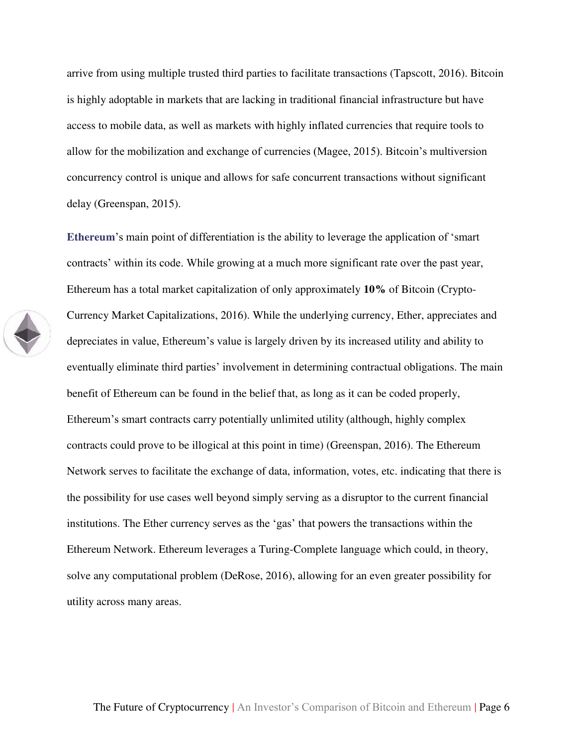arrive from using multiple trusted third parties to facilitate transactions (Tapscott, 2016). Bitcoin is highly adoptable in markets that are lacking in traditional financial infrastructure but have access to mobile data, as well as markets with highly inflated currencies that require tools to allow for the mobilization and exchange of currencies (Magee, 2015). Bitcoin's multiversion concurrency control is unique and allows for safe concurrent transactions without significant delay (Greenspan, 2015).

**Ethereum**'s main point of differentiation is the ability to leverage the application of 'smart contracts' within its code. While growing at a much more significant rate over the past year, Ethereum has a total market capitalization of only approximately **10%** of Bitcoin (Crypto-Currency Market Capitalizations, 2016). While the underlying currency, Ether, appreciates and depreciates in value, Ethereum's value is largely driven by its increased utility and ability to eventually eliminate third parties' involvement in determining contractual obligations. The main benefit of Ethereum can be found in the belief that, as long as it can be coded properly, Ethereum's smart contracts carry potentially unlimited utility (although, highly complex contracts could prove to be illogical at this point in time) (Greenspan, 2016). The Ethereum Network serves to facilitate the exchange of data, information, votes, etc. indicating that there is the possibility for use cases well beyond simply serving as a disruptor to the current financial institutions. The Ether currency serves as the 'gas' that powers the transactions within the Ethereum Network. Ethereum leverages a Turing-Complete language which could, in theory, solve any computational problem (DeRose, 2016), allowing for an even greater possibility for utility across many areas.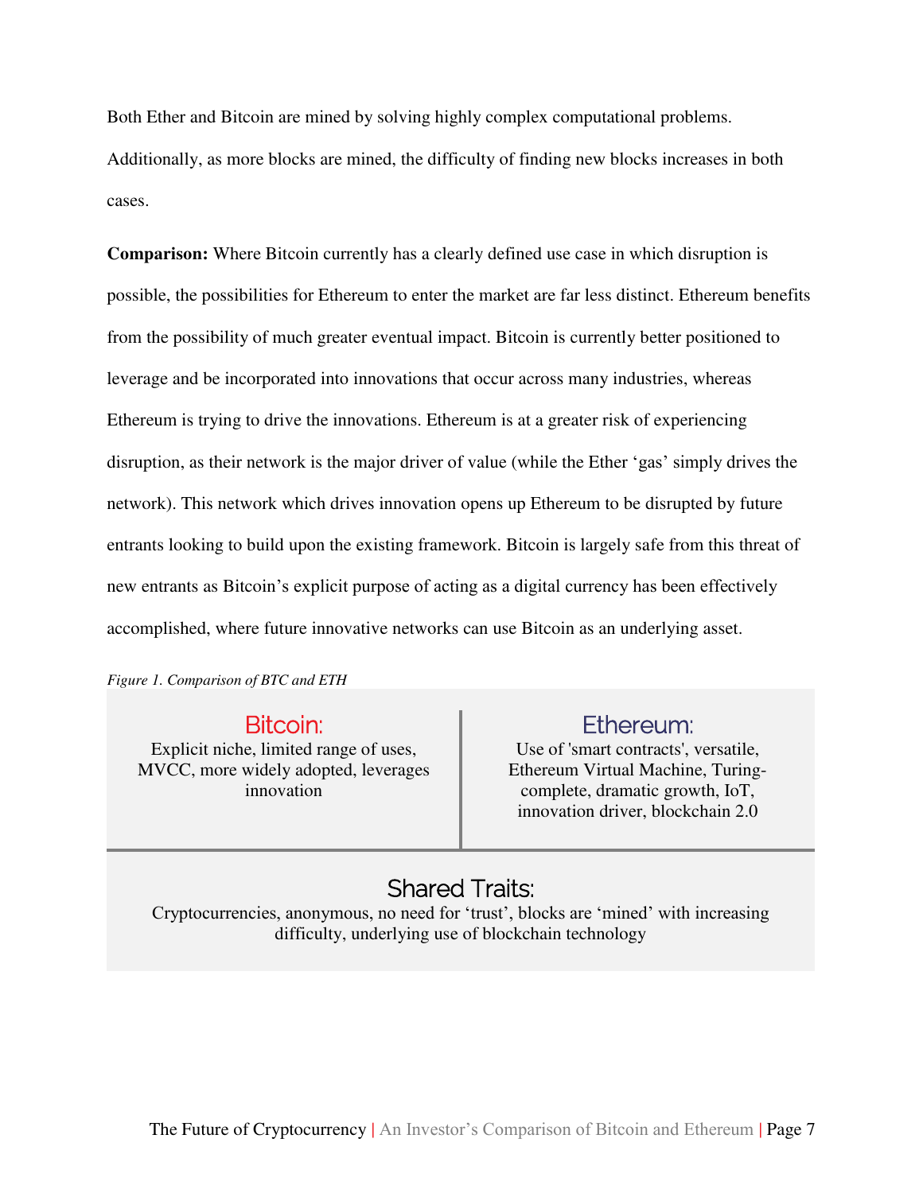Both Ether and Bitcoin are mined by solving highly complex computational problems. Additionally, as more blocks are mined, the difficulty of finding new blocks increases in both cases.

**Comparison:** Where Bitcoin currently has a clearly defined use case in which disruption is possible, the possibilities for Ethereum to enter the market are far less distinct. Ethereum benefits from the possibility of much greater eventual impact. Bitcoin is currently better positioned to leverage and be incorporated into innovations that occur across many industries, whereas Ethereum is trying to drive the innovations. Ethereum is at a greater risk of experiencing disruption, as their network is the major driver of value (while the Ether 'gas' simply drives the network). This network which drives innovation opens up Ethereum to be disrupted by future entrants looking to build upon the existing framework. Bitcoin is largely safe from this threat of new entrants as Bitcoin's explicit purpose of acting as a digital currency has been effectively accomplished, where future innovative networks can use Bitcoin as an underlying asset.

*Figure 1. Comparison of BTC and ETH*

| Bitcoin: | Ethereum: |
|---|---|
| Explicit niche, limited range of uses, MVCC, more widely adopted, leverages innovation | Use of 'smart contracts', versatile, Ethereum Virtual Machine, Turing-complete, dramatic growth, IoT, innovation driver, blockchain 2.0 |

**Shared Traits:**
Cryptocurrencies, anonymous, no need for 'trust', blocks are 'mined' with increasing difficulty, underlying use of blockchain technology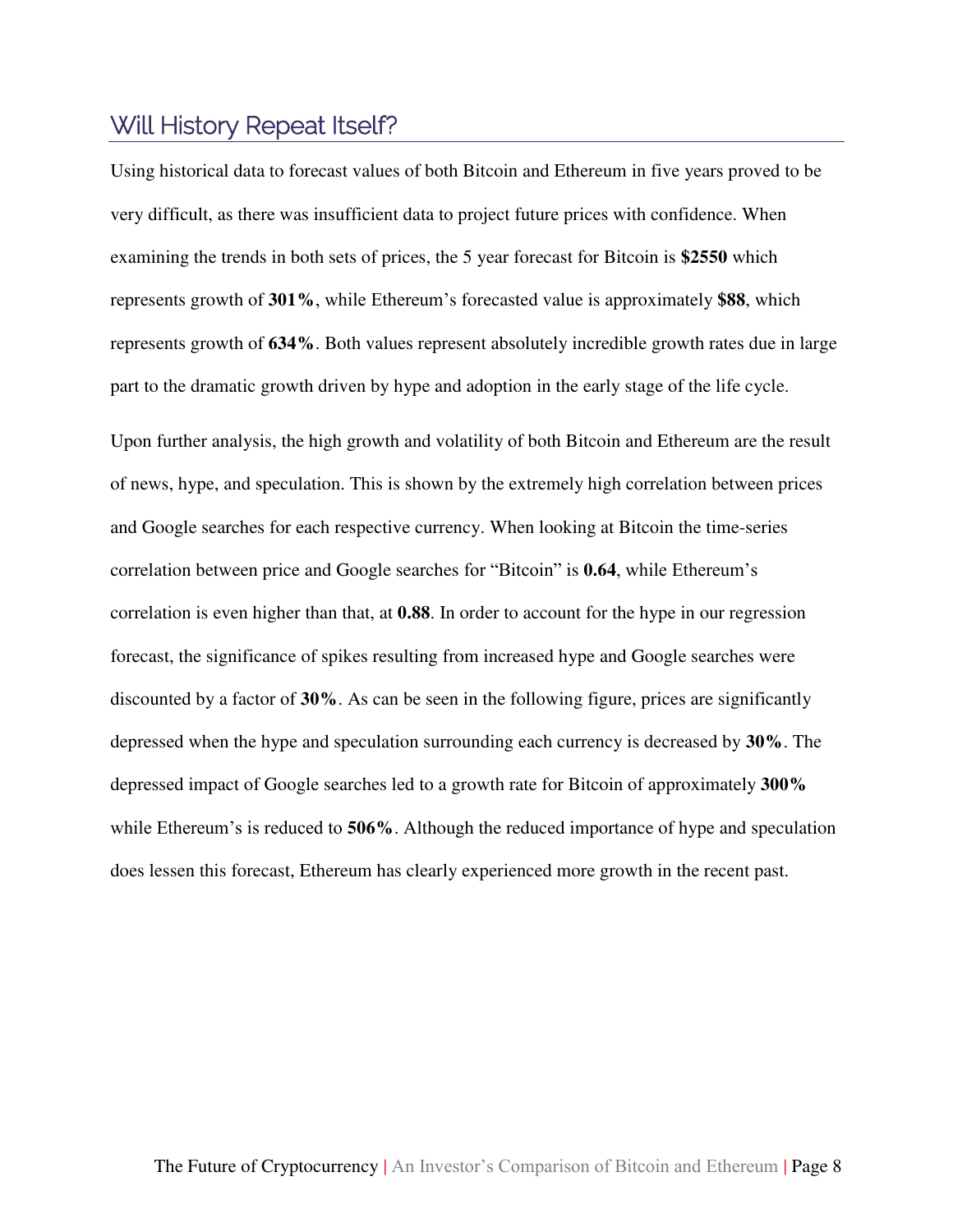## Will History Repeat Itself?

Using historical data to forecast values of both Bitcoin and Ethereum in five years proved to be very difficult, as there was insufficient data to project future prices with confidence. When examining the trends in both sets of prices, the 5 year forecast for Bitcoin is **$2550** which represents growth of **301%**, while Ethereum's forecasted value is approximately **$88**, which represents growth of **634%**. Both values represent absolutely incredible growth rates due in large part to the dramatic growth driven by hype and adoption in the early stage of the life cycle.

Upon further analysis, the high growth and volatility of both Bitcoin and Ethereum are the result of news, hype, and speculation. This is shown by the extremely high correlation between prices and Google searches for each respective currency. When looking at Bitcoin the time-series correlation between price and Google searches for "Bitcoin" is **0.64**, while Ethereum's correlation is even higher than that, at **0.88**. In order to account for the hype in our regression forecast, the significance of spikes resulting from increased hype and Google searches were discounted by a factor of **30%**. As can be seen in the following figure, prices are significantly depressed when the hype and speculation surrounding each currency is decreased by **30%**. The depressed impact of Google searches led to a growth rate for Bitcoin of approximately **300%** while Ethereum's is reduced to **506%**. Although the reduced importance of hype and speculation does lessen this forecast, Ethereum has clearly experienced more growth in the recent past.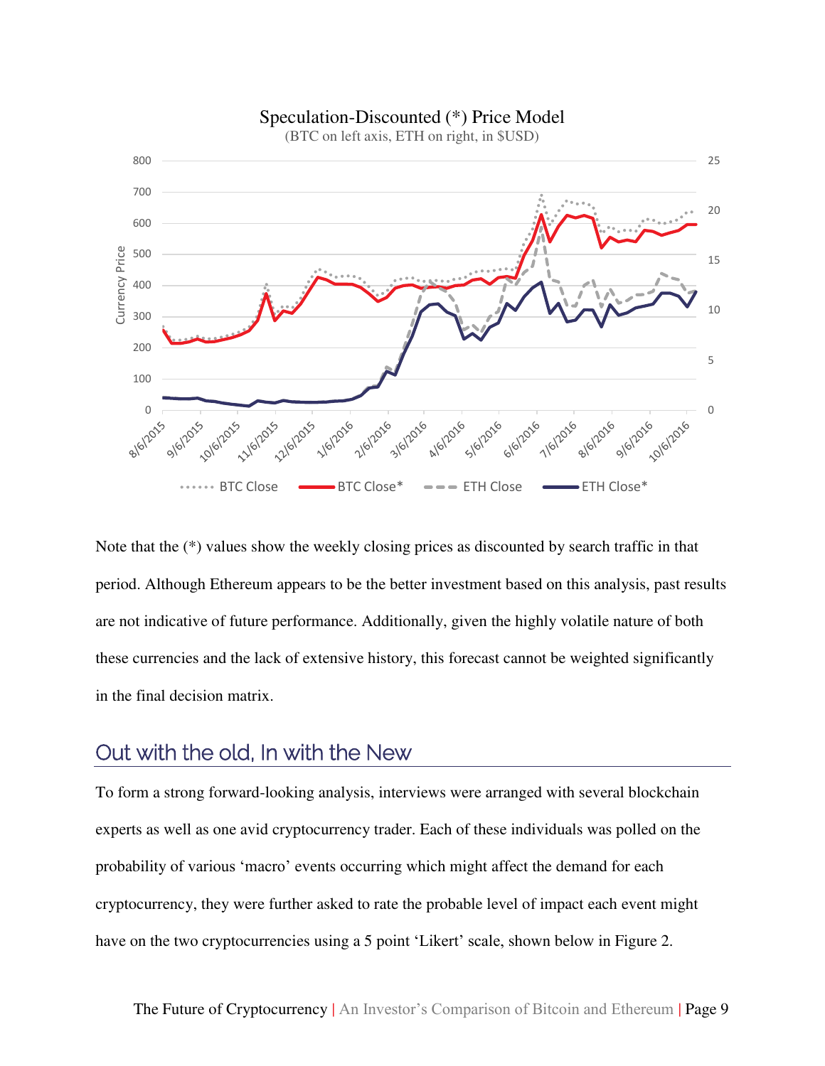Note that the (*) values show the weekly closing prices as discounted by search traffic in that period. Although Ethereum appears to be the better investment based on this analysis, past results are not indicative of future performance. Additionally, given the highly volatile nature of both these currencies and the lack of extensive history, this forecast cannot be weighted significantly in the final decision matrix.

## Out with the old, In with the New

To form a strong forward-looking analysis, interviews were arranged with several blockchain experts as well as one avid cryptocurrency trader. Each of these individuals was polled on the probability of various 'macro' events occurring which might affect the demand for each cryptocurrency, they were further asked to rate the probable level of impact each event might have on the two cryptocurrencies using a 5 point 'Likert' scale, shown below in Figure 2.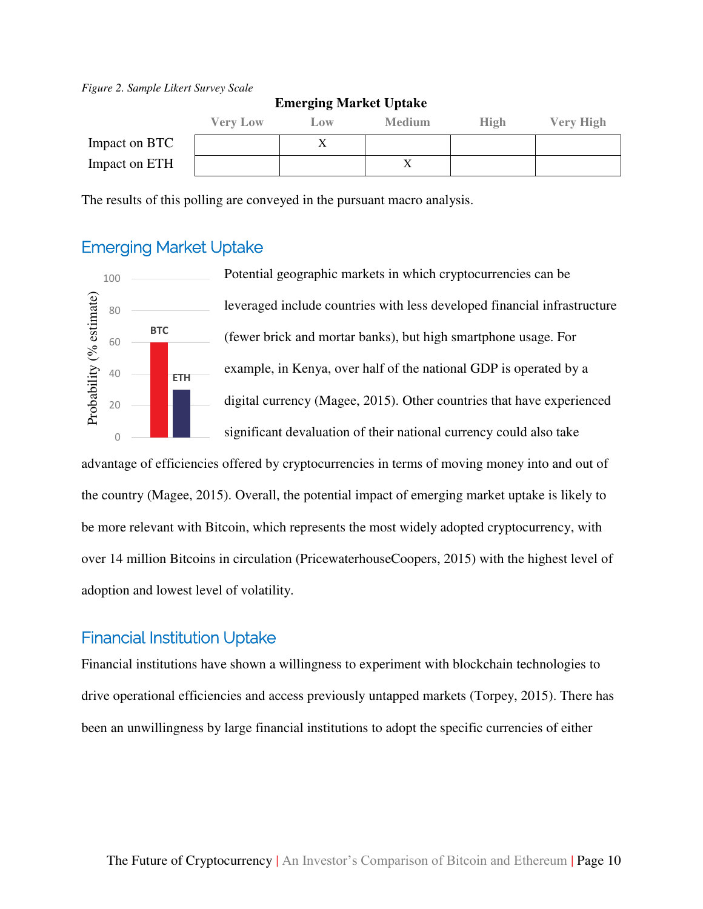*Figure 2. Sample Likert Survey Scale*

**Emerging Market Uptake**

| | Very Low | Low | Medium | High | Very High |
|---|---|---|---|---|---|
| Impact on BTC | | X | | | |
| Impact on ETH | | | X | | |

The results of this polling are conveyed in the pursuant macro analysis.

## Emerging Market Uptake

Potential geographic markets in which cryptocurrencies can be leveraged include countries with less developed financial infrastructure (fewer brick and mortar banks), but high smartphone usage. For example, in Kenya, over half of the national GDP is operated by a digital currency (Magee, 2015). Other countries that have experienced significant devaluation of their national currency could also take advantage of efficiencies offered by cryptocurrencies in terms of moving money into and out of the country (Magee, 2015). Overall, the potential impact of emerging market uptake is likely to be more relevant with Bitcoin, which represents the most widely adopted cryptocurrency, with over 14 million Bitcoins in circulation (PricewaterhouseCoopers, 2015) with the highest level of adoption and lowest level of volatility.

## Financial Institution Uptake

Financial institutions have shown a willingness to experiment with blockchain technologies to drive operational efficiencies and access previously untapped markets (Torpey, 2015). There has been an unwillingness by large financial institutions to adopt the specific currencies of either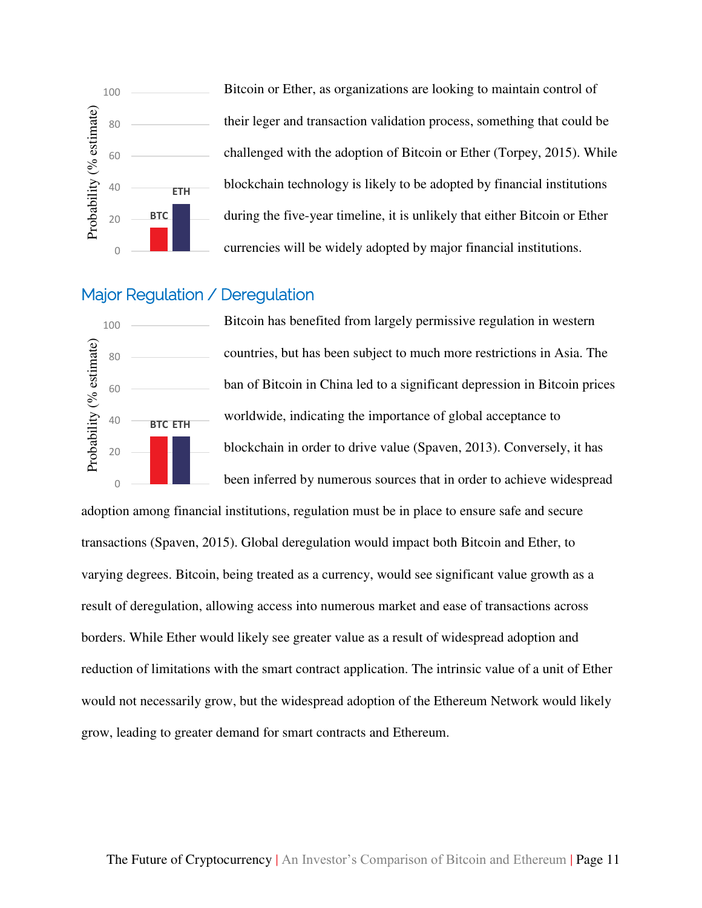Bitcoin or Ether, as organizations are looking to maintain control of their leger and transaction validation process, something that could be challenged with the adoption of Bitcoin or Ether (Torpey, 2015). While blockchain technology is likely to be adopted by financial institutions during the five-year timeline, it is unlikely that either Bitcoin or Ether currencies will be widely adopted by major financial institutions.

## Major Regulation / Deregulation

Bitcoin has benefited from largely permissive regulation in western countries, but has been subject to much more restrictions in Asia. The ban of Bitcoin in China led to a significant depression in Bitcoin prices worldwide, indicating the importance of global acceptance to blockchain in order to drive value (Spaven, 2013). Conversely, it has been inferred by numerous sources that in order to achieve widespread adoption among financial institutions, regulation must be in place to ensure safe and secure transactions (Spaven, 2015). Global deregulation would impact both Bitcoin and Ether, to varying degrees. Bitcoin, being treated as a currency, would see significant value growth as a result of deregulation, allowing access into numerous market and ease of transactions across borders. While Ether would likely see greater value as a result of widespread adoption and reduction of limitations with the smart contract application. The intrinsic value of a unit of Ether would not necessarily grow, but the widespread adoption of the Ethereum Network would likely grow, leading to greater demand for smart contracts and Ethereum.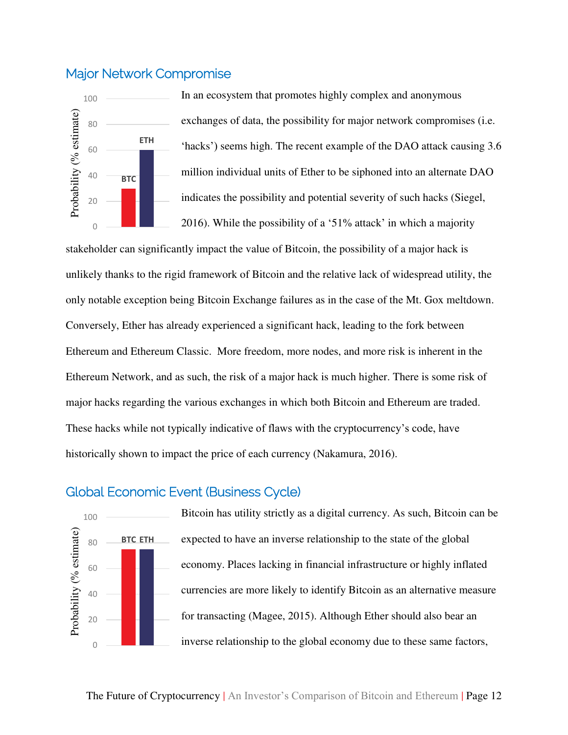## Major Network Compromise

In an ecosystem that promotes highly complex and anonymous exchanges of data, the possibility for major network compromises (i.e. 'hacks') seems high. The recent example of the DAO attack causing 3.6 million individual units of Ether to be siphoned into an alternate DAO indicates the possibility and potential severity of such hacks (Siegel, 2016). While the possibility of a '51% attack' in which a majority stakeholder can significantly impact the value of Bitcoin, the possibility of a major hack is unlikely thanks to the rigid framework of Bitcoin and the relative lack of widespread utility, the only notable exception being Bitcoin Exchange failures as in the case of the Mt. Gox meltdown. Conversely, Ether has already experienced a significant hack, leading to the fork between Ethereum and Ethereum Classic. More freedom, more nodes, and more risk is inherent in the Ethereum Network, and as such, the risk of a major hack is much higher. There is some risk of major hacks regarding the various exchanges in which both Bitcoin and Ethereum are traded. These hacks while not typically indicative of flaws with the cryptocurrency's code, have historically shown to impact the price of each currency (Nakamura, 2016).

## Global Economic Event (Business Cycle)

Bitcoin has utility strictly as a digital currency. As such, Bitcoin can be expected to have an inverse relationship to the state of the global economy. Places lacking in financial infrastructure or highly inflated currencies are more likely to identify Bitcoin as an alternative measure for transacting (Magee, 2015). Although Ether should also bear an inverse relationship to the global economy due to these same factors,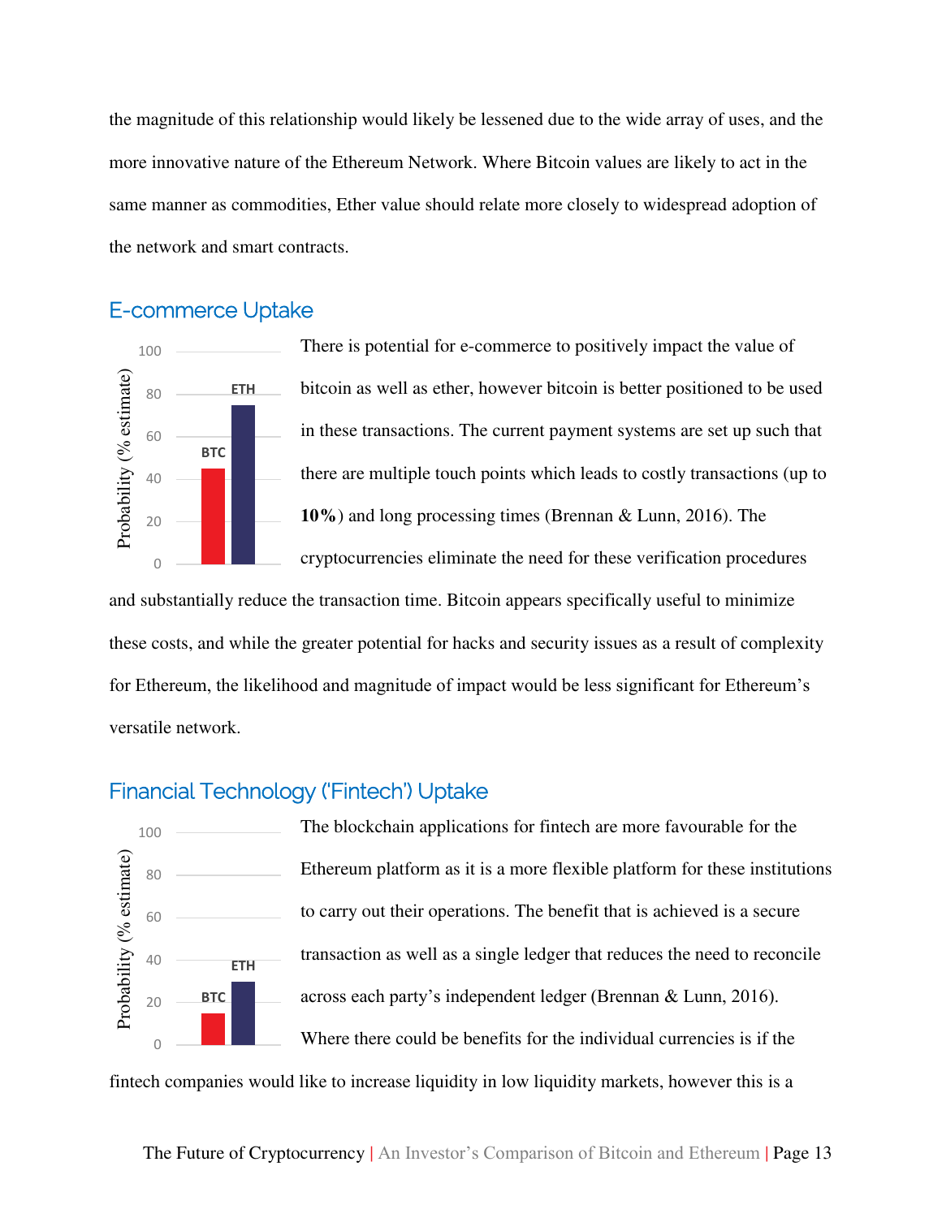the magnitude of this relationship would likely be lessened due to the wide array of uses, and the more innovative nature of the Ethereum Network. Where Bitcoin values are likely to act in the same manner as commodities, Ether value should relate more closely to widespread adoption of the network and smart contracts.

## E-commerce Uptake

There is potential for e-commerce to positively impact the value of bitcoin as well as ether, however bitcoin is better positioned to be used in these transactions. The current payment systems are set up such that there are multiple touch points which leads to costly transactions (up to **10%**) and long processing times (Brennan & Lunn, 2016). The cryptocurrencies eliminate the need for these verification procedures and substantially reduce the transaction time. Bitcoin appears specifically useful to minimize these costs, and while the greater potential for hacks and security issues as a result of complexity for Ethereum, the likelihood and magnitude of impact would be less significant for Ethereum's versatile network.

## Financial Technology ('Fintech') Uptake

The blockchain applications for fintech are more favourable for the Ethereum platform as it is a more flexible platform for these institutions to carry out their operations. The benefit that is achieved is a secure transaction as well as a single ledger that reduces the need to reconcile across each party's independent ledger (Brennan & Lunn, 2016). Where there could be benefits for the individual currencies is if the fintech companies would like to increase liquidity in low liquidity markets, however this is a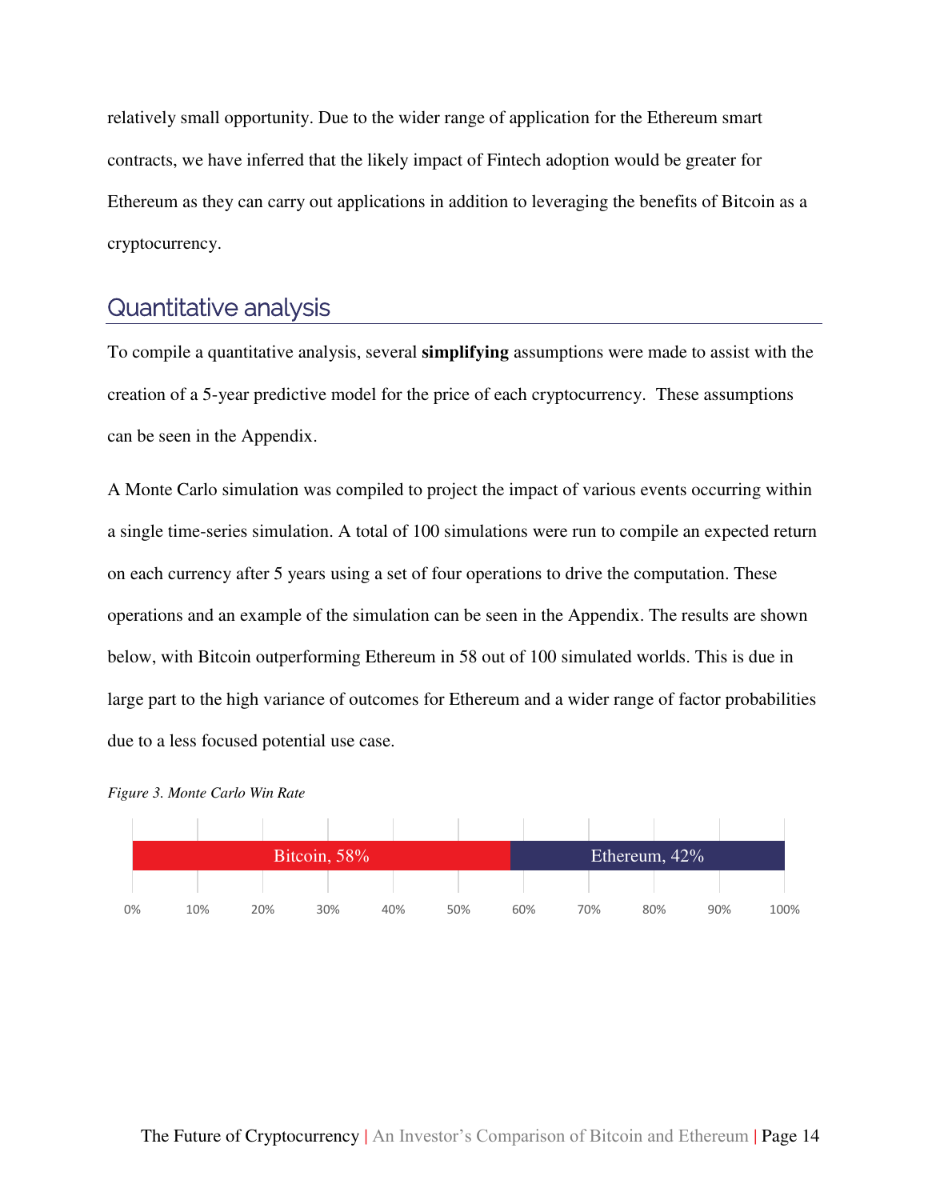relatively small opportunity. Due to the wider range of application for the Ethereum smart contracts, we have inferred that the likely impact of Fintech adoption would be greater for Ethereum as they can carry out applications in addition to leveraging the benefits of Bitcoin as a cryptocurrency.

## Quantitative analysis

To compile a quantitative analysis, several **simplifying** assumptions were made to assist with the creation of a 5-year predictive model for the price of each cryptocurrency. These assumptions can be seen in the Appendix.

A Monte Carlo simulation was compiled to project the impact of various events occurring within a single time-series simulation. A total of 100 simulations were run to compile an expected return on each currency after 5 years using a set of four operations to drive the computation. These operations and an example of the simulation can be seen in the Appendix. The results are shown below, with Bitcoin outperforming Ethereum in 58 out of 100 simulated worlds. This is due in large part to the high variance of outcomes for Ethereum and a wider range of factor probabilities due to a less focused potential use case.

*Figure 3. Monte Carlo Win Rate*

| Currency | Win Rate |
|---|---|
| Bitcoin | 58% |
| Ethereum | 42% |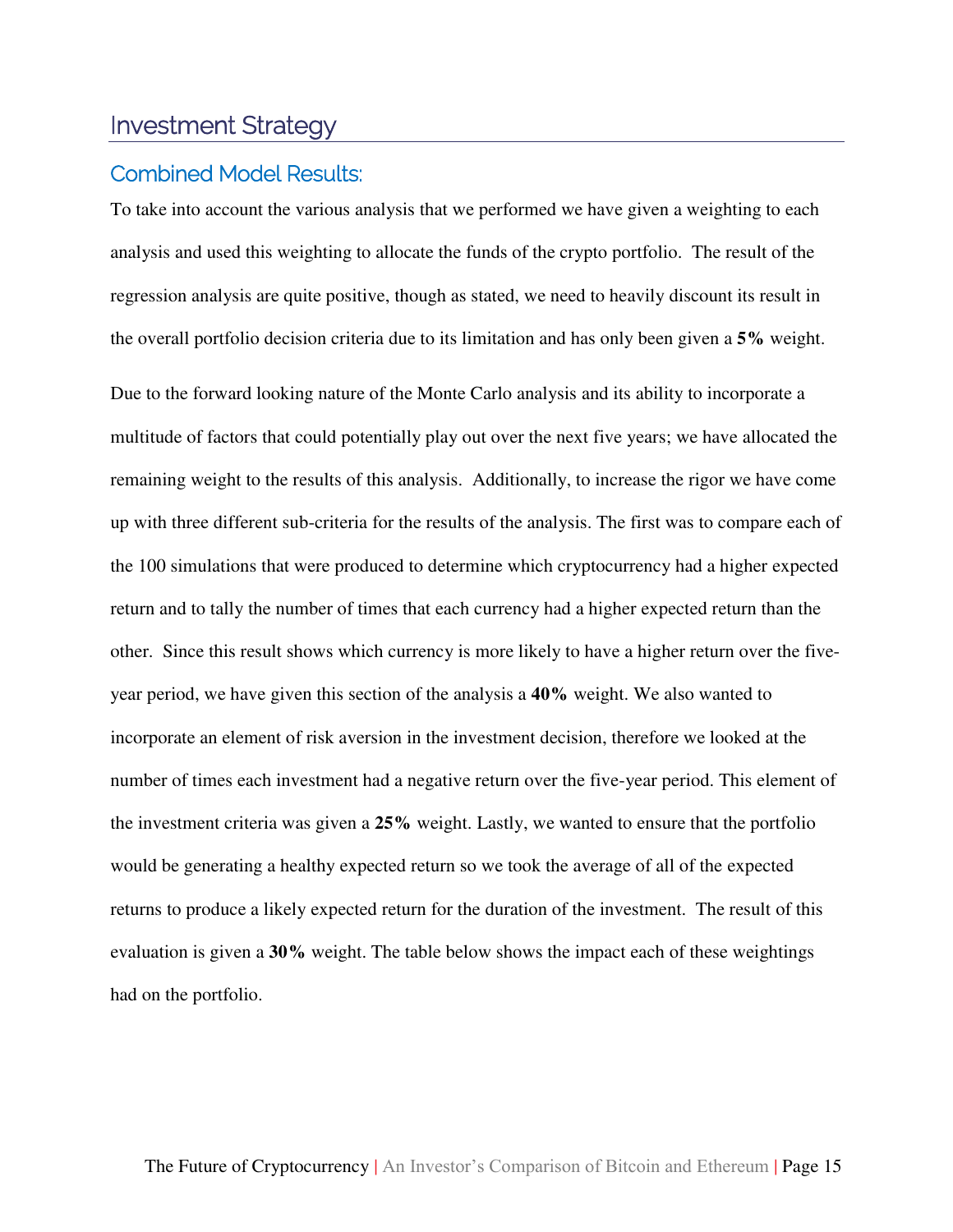## Investment Strategy

### Combined Model Results:

To take into account the various analysis that we performed we have given a weighting to each analysis and used this weighting to allocate the funds of the crypto portfolio. The result of the regression analysis are quite positive, though as stated, we need to heavily discount its result in the overall portfolio decision criteria due to its limitation and has only been given a **5%** weight.

Due to the forward looking nature of the Monte Carlo analysis and its ability to incorporate a multitude of factors that could potentially play out over the next five years; we have allocated the remaining weight to the results of this analysis. Additionally, to increase the rigor we have come up with three different sub-criteria for the results of the analysis. The first was to compare each of the 100 simulations that were produced to determine which cryptocurrency had a higher expected return and to tally the number of times that each currency had a higher expected return than the other. Since this result shows which currency is more likely to have a higher return over the five-year period, we have given this section of the analysis a **40%** weight. We also wanted to incorporate an element of risk aversion in the investment decision, therefore we looked at the number of times each investment had a negative return over the five-year period. This element of the investment criteria was given a **25%** weight. Lastly, we wanted to ensure that the portfolio would be generating a healthy expected return so we took the average of all of the expected returns to produce a likely expected return for the duration of the investment. The result of this evaluation is given a **30%** weight. The table below shows the impact each of these weightings had on the portfolio.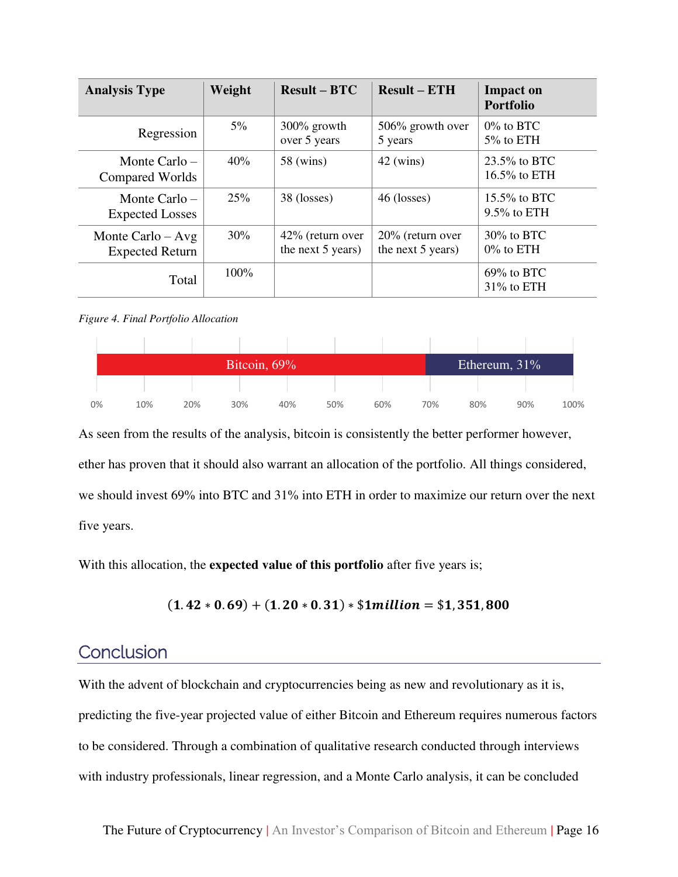| Analysis Type | Weight | Result – BTC | Result – ETH | Impact on Portfolio |
|---|---|---|---|---|
| Regression | 5% | 300% growth over 5 years | 506% growth over 5 years | 0% to BTC 5% to ETH |
| Monte Carlo – Compared Worlds | 40% | 58 (wins) | 42 (wins) | 23.5% to BTC 16.5% to ETH |
| Monte Carlo – Expected Losses | 25% | 38 (losses) | 46 (losses) | 15.5% to BTC 9.5% to ETH |
| Monte Carlo – Avg Expected Return | 30% | 42% (return over the next 5 years) | 20% (return over the next 5 years) | 30% to BTC 0% to ETH |
| Total | 100% | | | 69% to BTC 31% to ETH |

*Figure 4. Final Portfolio Allocation*

| Asset | Allocation |
|---|---|
| Bitcoin | 69% |
| Ethereum | 31% |

As seen from the results of the analysis, bitcoin is consistently the better performer however, ether has proven that it should also warrant an allocation of the portfolio. All things considered, we should invest 69% into BTC and 31% into ETH in order to maximize our return over the next five years.

With this allocation, the **expected value of this portfolio** after five years is;

$$(1.42 * 0.69) + (1.20 * 0.31) * \$1million = \$1,351,800$$

## Conclusion

With the advent of blockchain and cryptocurrencies being as new and revolutionary as it is, predicting the five-year projected value of either Bitcoin and Ethereum requires numerous factors to be considered. Through a combination of qualitative research conducted through interviews with industry professionals, linear regression, and a Monte Carlo analysis, it can be concluded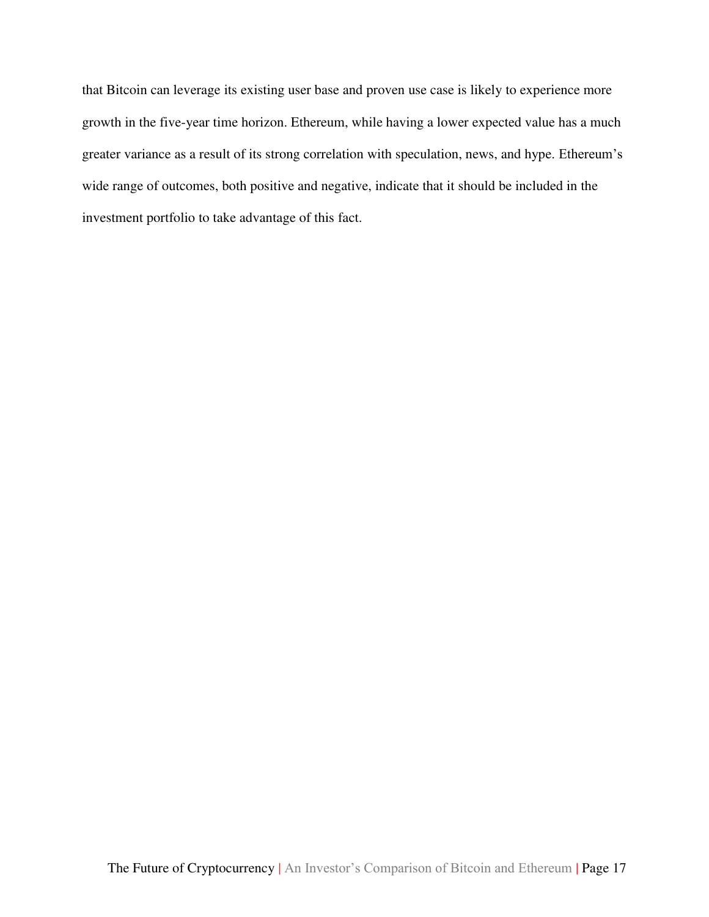that Bitcoin can leverage its existing user base and proven use case is likely to experience more growth in the five-year time horizon. Ethereum, while having a lower expected value has a much greater variance as a result of its strong correlation with speculation, news, and hype. Ethereum's wide range of outcomes, both positive and negative, indicate that it should be included in the investment portfolio to take advantage of this fact.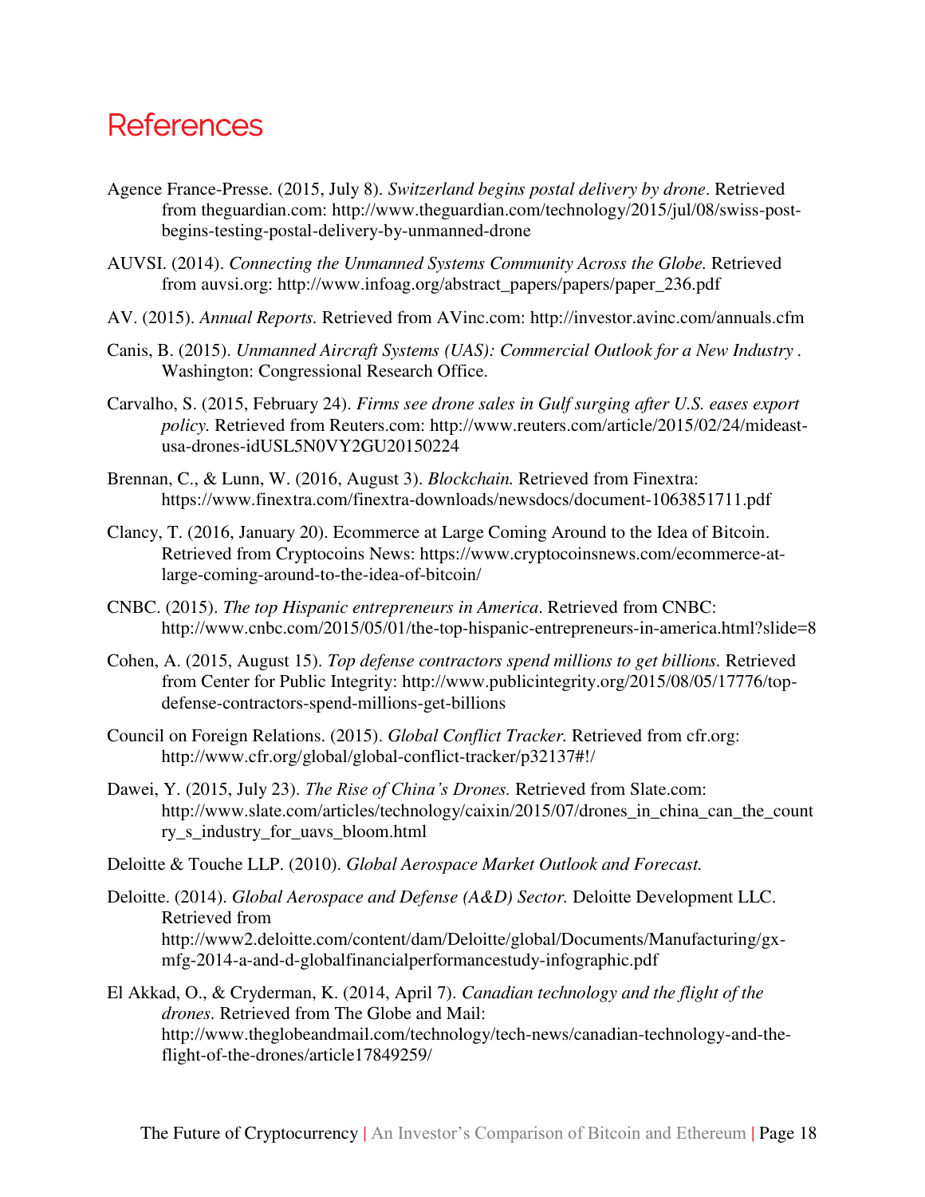# References

Agence France-Presse. (2015, July 8). *Switzerland begins postal delivery by drone*. Retrieved from theguardian.com: http://www.theguardian.com/technology/2015/jul/08/swiss-post-begins-testing-postal-delivery-by-unmanned-drone

AUVSI. (2014). *Connecting the Unmanned Systems Community Across the Globe.* Retrieved from auvsi.org: http://www.infoag.org/abstract_papers/papers/paper_236.pdf

AV. (2015). *Annual Reports.* Retrieved from AVinc.com: http://investor.avinc.com/annuals.cfm

Canis, B. (2015). *Unmanned Aircraft Systems (UAS): Commercial Outlook for a New Industry* . Washington: Congressional Research Office.

Carvalho, S. (2015, February 24). *Firms see drone sales in Gulf surging after U.S. eases export policy.* Retrieved from Reuters.com: http://www.reuters.com/article/2015/02/24/mideast-usa-drones-idUSL5N0VY2GU20150224

Brennan, C., & Lunn, W. (2016, August 3). *Blockchain.* Retrieved from Finextra: https://www.finextra.com/finextra-downloads/newsdocs/document-1063851711.pdf

Clancy, T. (2016, January 20). Ecommerce at Large Coming Around to the Idea of Bitcoin. Retrieved from Cryptocoins News: https://www.cryptocoinsnews.com/ecommerce-at-large-coming-around-to-the-idea-of-bitcoin/

CNBC. (2015). *The top Hispanic entrepreneurs in America*. Retrieved from CNBC: http://www.cnbc.com/2015/05/01/the-top-hispanic-entrepreneurs-in-america.html?slide=8

Cohen, A. (2015, August 15). *Top defense contractors spend millions to get billions.* Retrieved from Center for Public Integrity: http://www.publicintegrity.org/2015/08/05/17776/top-defense-contractors-spend-millions-get-billions

Council on Foreign Relations. (2015). *Global Conflict Tracker.* Retrieved from cfr.org: http://www.cfr.org/global/global-conflict-tracker/p32137#!/

Dawei, Y. (2015, July 23). *The Rise of China's Drones.* Retrieved from Slate.com: http://www.slate.com/articles/technology/caixin/2015/07/drones_in_china_can_the_country_s_industry_for_uavs_bloom.html

Deloitte & Touche LLP. (2010). *Global Aerospace Market Outlook and Forecast.*

Deloitte. (2014). *Global Aerospace and Defense (A&D) Sector.* Deloitte Development LLC. Retrieved from http://www2.deloitte.com/content/dam/Deloitte/global/Documents/Manufacturing/gx-mfg-2014-a-and-d-globalfinancialperformancestudy-infographic.pdf

El Akkad, O., & Cryderman, K. (2014, April 7). *Canadian technology and the flight of the drones.* Retrieved from The Globe and Mail: http://www.theglobeandmail.com/technology/tech-news/canadian-technology-and-the-flight-of-the-drones/article17849259/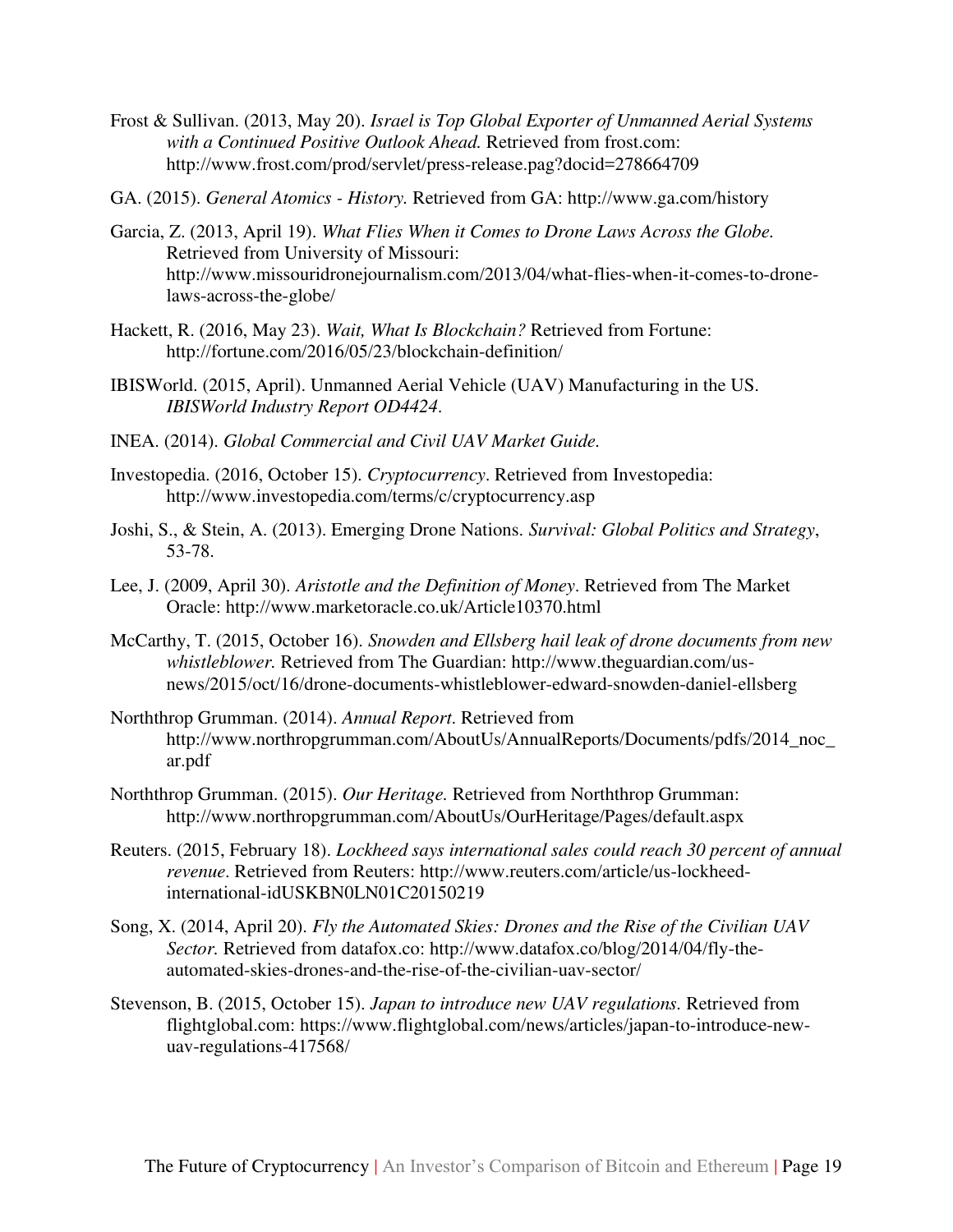Frost & Sullivan. (2013, May 20). *Israel is Top Global Exporter of Unmanned Aerial Systems with a Continued Positive Outlook Ahead.* Retrieved from frost.com: http://www.frost.com/prod/servlet/press-release.pag?docid=278664709

GA. (2015). *General Atomics - History.* Retrieved from GA: http://www.ga.com/history

Garcia, Z. (2013, April 19). *What Flies When it Comes to Drone Laws Across the Globe.* Retrieved from University of Missouri: http://www.missouridronejournalism.com/2013/04/what-flies-when-it-comes-to-drone-laws-across-the-globe/

Hackett, R. (2016, May 23). *Wait, What Is Blockchain?* Retrieved from Fortune: http://fortune.com/2016/05/23/blockchain-definition/

IBISWorld. (2015, April). Unmanned Aerial Vehicle (UAV) Manufacturing in the US. *IBISWorld Industry Report OD4424*.

INEA. (2014). *Global Commercial and Civil UAV Market Guide*.

Investopedia. (2016, October 15). *Cryptocurrency*. Retrieved from Investopedia: http://www.investopedia.com/terms/c/cryptocurrency.asp

Joshi, S., & Stein, A. (2013). Emerging Drone Nations. *Survival: Global Politics and Strategy*, 53-78.

Lee, J. (2009, April 30). *Aristotle and the Definition of Money*. Retrieved from The Market Oracle: http://www.marketoracle.co.uk/Article10370.html

McCarthy, T. (2015, October 16). *Snowden and Ellsberg hail leak of drone documents from new whistleblower.* Retrieved from The Guardian: http://www.theguardian.com/us-news/2015/oct/16/drone-documents-whistleblower-edward-snowden-daniel-ellsberg

Norththrop Grumman. (2014). *Annual Report*. Retrieved from http://www.northropgrumman.com/AboutUs/AnnualReports/Documents/pdfs/2014_noc_ar.pdf

Norththrop Grumman. (2015). *Our Heritage.* Retrieved from Norththrop Grumman: http://www.northropgrumman.com/AboutUs/OurHeritage/Pages/default.aspx

Reuters. (2015, February 18). *Lockheed says international sales could reach 30 percent of annual revenue*. Retrieved from Reuters: http://www.reuters.com/article/us-lockheed-international-idUSKBN0LN01C20150219

Song, X. (2014, April 20). *Fly the Automated Skies: Drones and the Rise of the Civilian UAV Sector.* Retrieved from datafox.co: http://www.datafox.co/blog/2014/04/fly-the-automated-skies-drones-and-the-rise-of-the-civilian-uav-sector/

Stevenson, B. (2015, October 15). *Japan to introduce new UAV regulations.* Retrieved from flightglobal.com: https://www.flightglobal.com/news/articles/japan-to-introduce-new-uav-regulations-417568/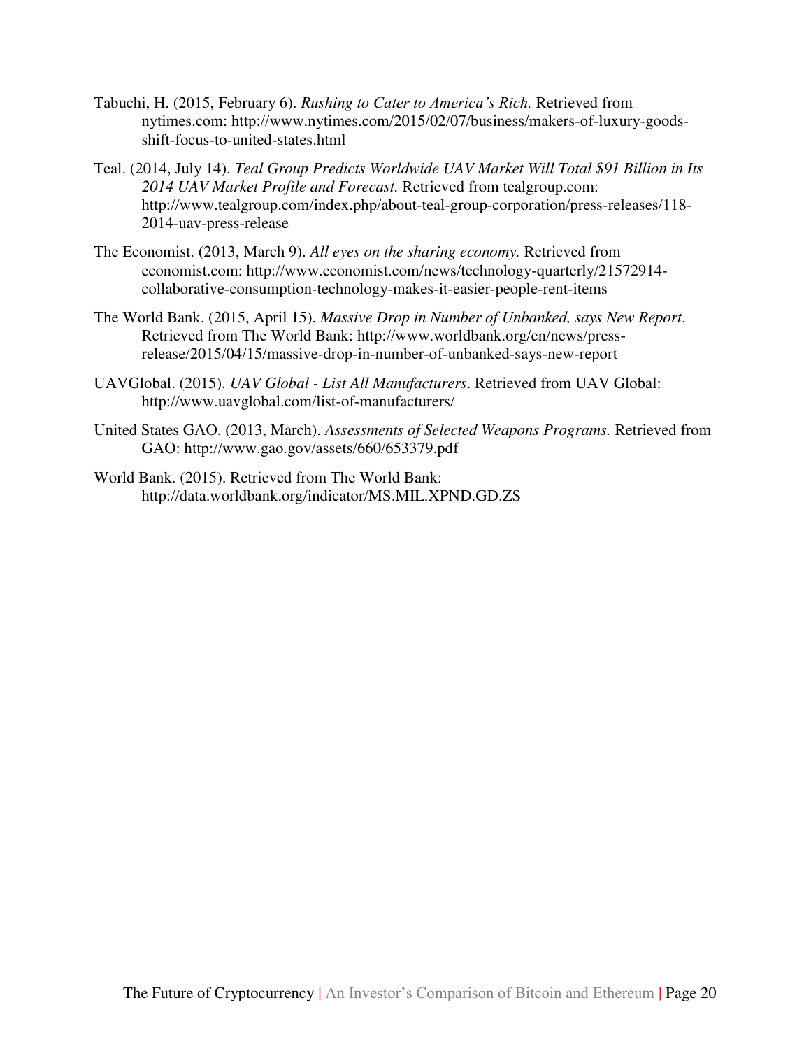Tabuchi, H. (2015, February 6). *Rushing to Cater to America's Rich.* Retrieved from nytimes.com: http://www.nytimes.com/2015/02/07/business/makers-of-luxury-goods-shift-focus-to-united-states.html

Teal. (2014, July 14). *Teal Group Predicts Worldwide UAV Market Will Total $91 Billion in Its 2014 UAV Market Profile and Forecast.* Retrieved from tealgroup.com: http://www.tealgroup.com/index.php/about-teal-group-corporation/press-releases/118-2014-uav-press-release

The Economist. (2013, March 9). *All eyes on the sharing economy.* Retrieved from economist.com: http://www.economist.com/news/technology-quarterly/21572914-collaborative-consumption-technology-makes-it-easier-people-rent-items

The World Bank. (2015, April 15). *Massive Drop in Number of Unbanked, says New Report*. Retrieved from The World Bank: http://www.worldbank.org/en/news/press-release/2015/04/15/massive-drop-in-number-of-unbanked-says-new-report

UAVGlobal. (2015). *UAV Global - List All Manufacturers*. Retrieved from UAV Global: http://www.uavglobal.com/list-of-manufacturers/

United States GAO. (2013, March). *Assessments of Selected Weapons Programs.* Retrieved from GAO: http://www.gao.gov/assets/660/653379.pdf

World Bank. (2015). Retrieved from The World Bank: http://data.worldbank.org/indicator/MS.MIL.XPND.GD.ZS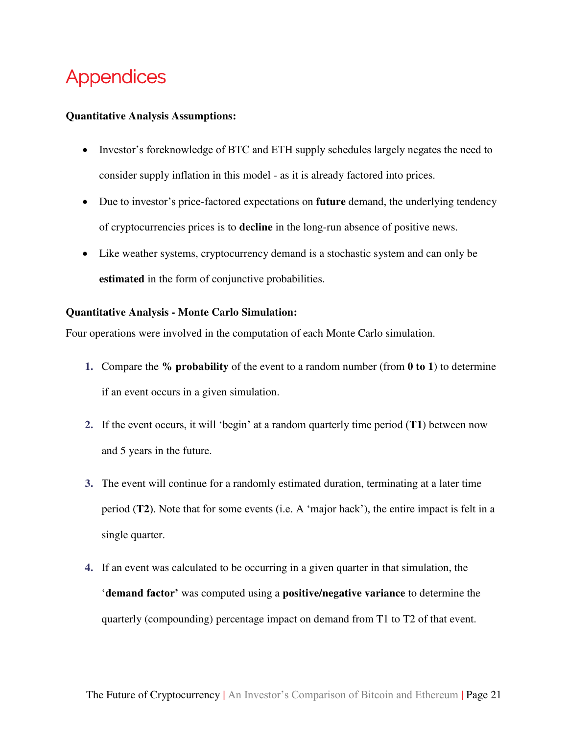# Appendices

**Quantitative Analysis Assumptions:**

- Investor's foreknowledge of BTC and ETH supply schedules largely negates the need to consider supply inflation in this model - as it is already factored into prices.
- Due to investor's price-factored expectations on **future** demand, the underlying tendency of cryptocurrencies prices is to **decline** in the long-run absence of positive news.
- Like weather systems, cryptocurrency demand is a stochastic system and can only be **estimated** in the form of conjunctive probabilities.

**Quantitative Analysis - Monte Carlo Simulation:**

Four operations were involved in the computation of each Monte Carlo simulation.

1. Compare the **% probability** of the event to a random number (from **0 to 1**) to determine if an event occurs in a given simulation.
2. If the event occurs, it will 'begin' at a random quarterly time period (**T1**) between now and 5 years in the future.
3. The event will continue for a randomly estimated duration, terminating at a later time period (**T2**). Note that for some events (i.e. A 'major hack'), the entire impact is felt in a single quarter.
4. If an event was calculated to be occurring in a given quarter in that simulation, the '**demand factor'** was computed using a **positive/negative variance** to determine the quarterly (compounding) percentage impact on demand from T1 to T2 of that event.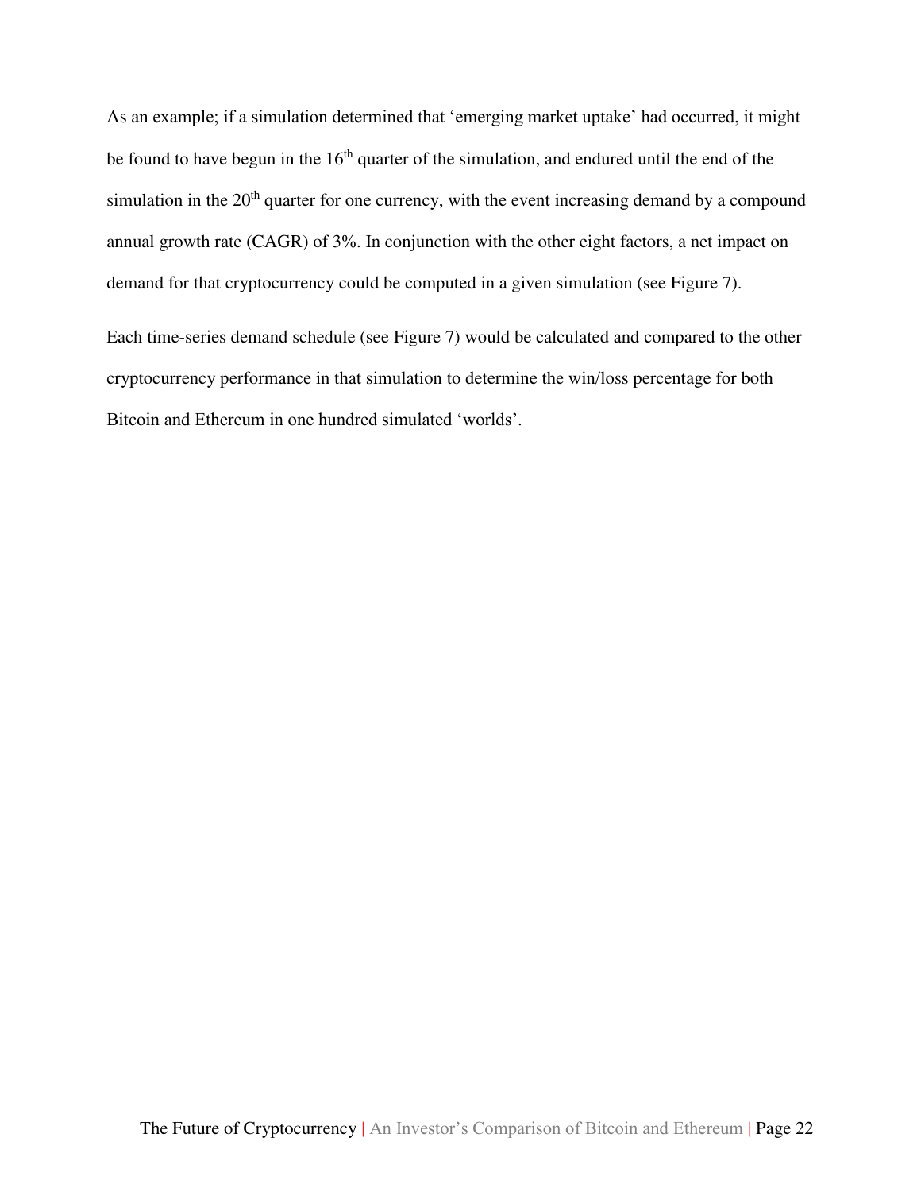As an example; if a simulation determined that 'emerging market uptake' had occurred, it might be found to have begun in the 16th quarter of the simulation, and endured until the end of the simulation in the 20th quarter for one currency, with the event increasing demand by a compound annual growth rate (CAGR) of 3%. In conjunction with the other eight factors, a net impact on demand for that cryptocurrency could be computed in a given simulation (see Figure 7).

Each time-series demand schedule (see Figure 7) would be calculated and compared to the other cryptocurrency performance in that simulation to determine the win/loss percentage for both Bitcoin and Ethereum in one hundred simulated 'worlds'.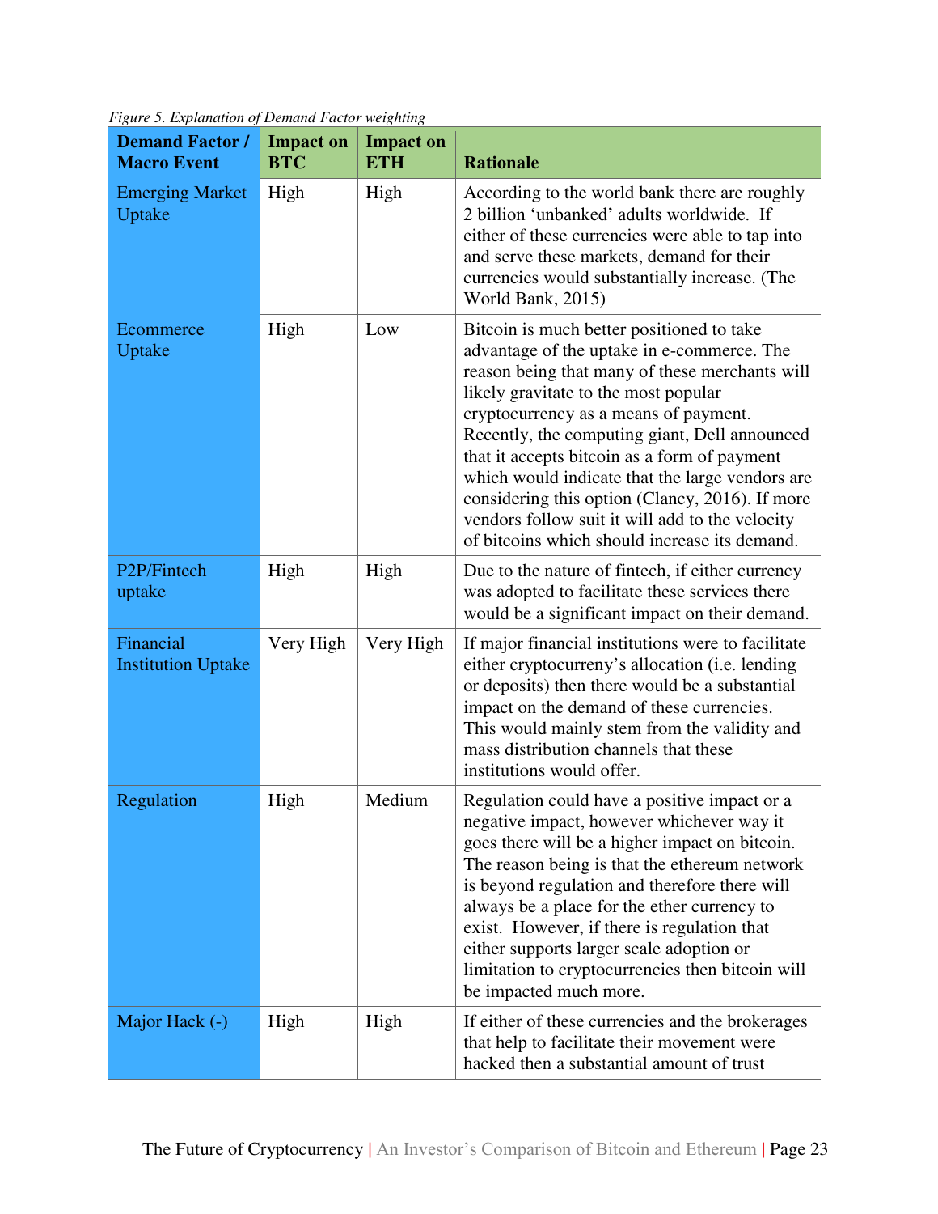*Figure 5. Explanation of Demand Factor weighting*

| Demand Factor / Macro Event | Impact on BTC | Impact on ETH | Rationale |
|---|---|---|---|
| Emerging Market Uptake | High | High | According to the world bank there are roughly 2 billion 'unbanked' adults worldwide. If either of these currencies were able to tap into and serve these markets, demand for their currencies would substantially increase. (The World Bank, 2015) |
| Ecommerce Uptake | High | Low | Bitcoin is much better positioned to take advantage of the uptake in e-commerce. The reason being that many of these merchants will likely gravitate to the most popular cryptocurrency as a means of payment. Recently, the computing giant, Dell announced that it accepts bitcoin as a form of payment which would indicate that the large vendors are considering this option (Clancy, 2016). If more vendors follow suit it will add to the velocity of bitcoins which should increase its demand. |
| P2P/Fintech uptake | High | High | Due to the nature of fintech, if either currency was adopted to facilitate these services there would be a significant impact on their demand. |
| Financial Institution Uptake | Very High | Very High | If major financial institutions were to facilitate either cryptocurreny's allocation (i.e. lending or deposits) then there would be a substantial impact on the demand of these currencies. This would mainly stem from the validity and mass distribution channels that these institutions would offer. |
| Regulation | High | Medium | Regulation could have a positive impact or a negative impact, however whichever way it goes there will be a higher impact on bitcoin. The reason being is that the ethereum network is beyond regulation and therefore there will always be a place for the ether currency to exist. However, if there is regulation that either supports larger scale adoption or limitation to cryptocurrencies then bitcoin will be impacted much more. |
| Major Hack (-) | High | High | If either of these currencies and the brokerages that help to facilitate their movement were hacked then a substantial amount of trust |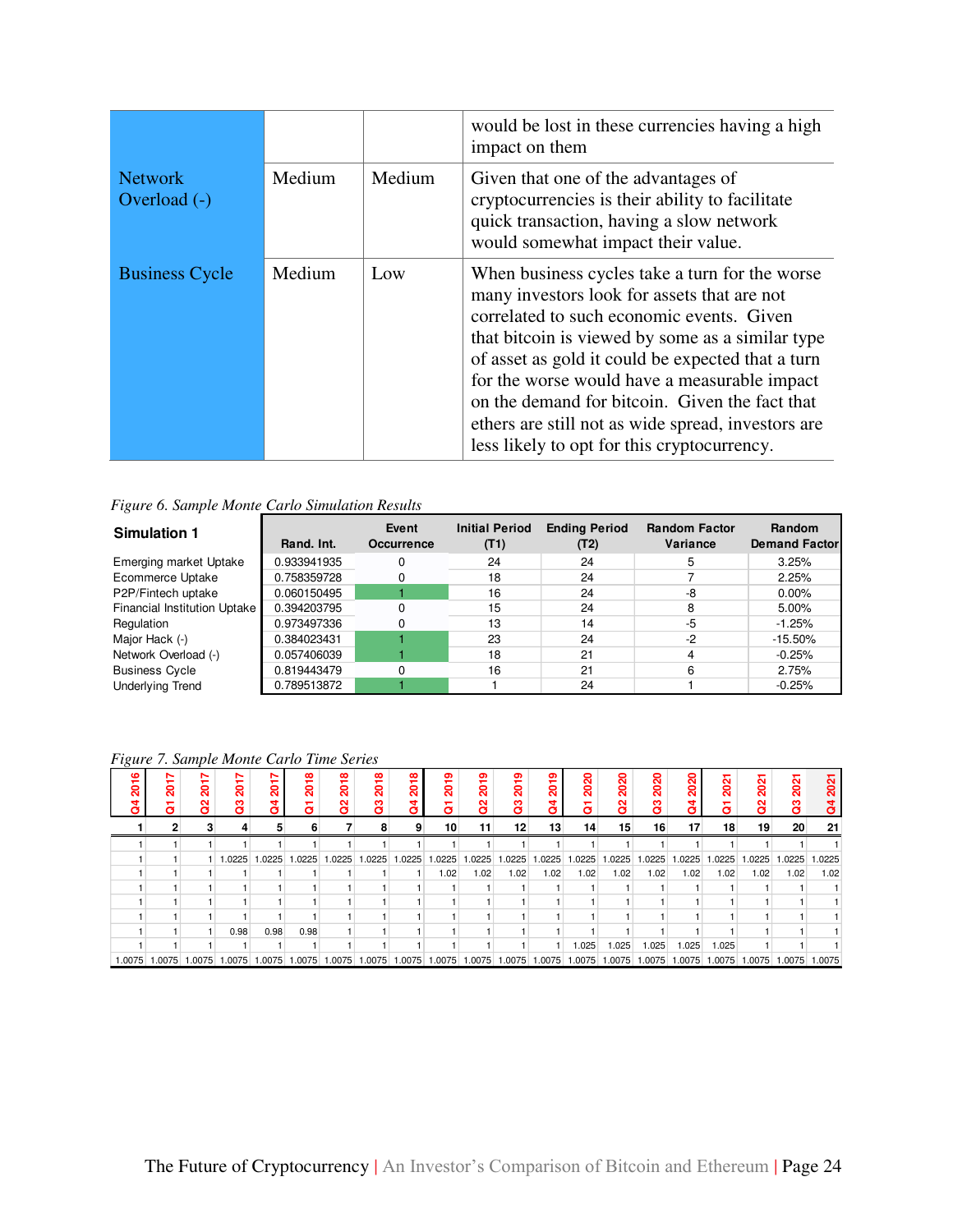| | | | |
|---|---|---|---|
| | | | would be lost in these currencies having a high impact on them |
| Network Overload (-) | Medium | Medium | Given that one of the advantages of cryptocurrencies is their ability to facilitate quick transaction, having a slow network would somewhat impact their value. |
| Business Cycle | Medium | Low | When business cycles take a turn for the worse many investors look for assets that are not correlated to such economic events. Given that bitcoin is viewed by some as a similar type of asset as gold it could be expected that a turn for the worse would have a measurable impact on the demand for bitcoin. Given the fact that ethers are still not as wide spread, investors are less likely to opt for this cryptocurrency. |

*Figure 6. Sample Monte Carlo Simulation Results*

| Simulation 1 | Rand. Int. | Event Occurrence | Initial Period (T1) | Ending Period (T2) | Random Factor Variance | Random Demand Factor |
|---|---|---|---|---|---|---|
| Emerging market Uptake | 0.933941935 | 0 | 24 | 24 | 5 | 3.25% |
| Ecommerce Uptake | 0.758359728 | 0 | 18 | 24 | 7 | 2.25% |
| P2P/Fintech uptake | 0.060150495 | 1 | 16 | 24 | -8 | 0.00% |
| Financial Institution Uptake | 0.394203795 | 0 | 15 | 24 | 8 | 5.00% |
| Regulation | 0.973497336 | 0 | 13 | 14 | -5 | -1.25% |
| Major Hack (-) | 0.384023431 | 1 | 23 | 24 | -2 | -15.50% |
| Network Overload (-) | 0.057406039 | 1 | 18 | 21 | 4 | -0.25% |
| Business Cycle | 0.819443479 | 0 | 16 | 21 | 6 | 2.75% |
| Underlying Trend | 0.789513872 | 1 | 1 | 24 | 1 | -0.25% |

*Figure 7. Sample Monte Carlo Time Series*

| Q4 2016 | Q1 2017 | Q2 2017 | Q3 2017 | Q4 2017 | Q1 2018 | Q2 2018 | Q3 2018 | Q4 2018 | Q1 2019 | Q2 2019 | Q3 2019 | Q4 2019 | Q1 2020 | Q2 2020 | Q3 2020 | Q4 2020 | Q1 2021 | Q2 2021 | Q3 2021 | Q4 2021 |
|---|---|---|---|---|---|---|---|---|---|---|---|---|---|---|---|---|---|---|---|---|
| 1 | 2 | 3 | 4 | 5 | 6 | 7 | 8 | 9 | 10 | 11 | 12 | 13 | 14 | 15 | 16 | 17 | 18 | 19 | 20 | 21 |
| 1 | 1 | 1 | 1 | 1 | 1 | 1 | 1 | 1 | 1 | 1 | 1 | 1 | 1 | 1 | 1 | 1 | 1 | 1 | 1 | 1 |
| 1 | 1 | 1 | 1.0225 | 1.0225 | 1.0225 | 1.0225 | 1.0225 | 1.0225 | 1.0225 | 1.0225 | 1.0225 | 1.0225 | 1.0225 | 1.0225 | 1.0225 | 1.0225 | 1.0225 | 1.0225 | 1.0225 | 1.0225 |
| 1 | 1 | 1 | 1 | 1 | 1 | 1 | 1 | 1 | 1.02 | 1.02 | 1.02 | 1.02 | 1.02 | 1.02 | 1.02 | 1.02 | 1.02 | 1.02 | 1.02 | 1.02 |
| 1 | 1 | 1 | 1 | 1 | 1 | 1 | 1 | 1 | 1 | 1 | 1 | 1 | 1 | 1 | 1 | 1 | 1 | 1 | 1 | 1 |
| 1 | 1 | 1 | 1 | 1 | 1 | 1 | 1 | 1 | 1 | 1 | 1 | 1 | 1 | 1 | 1 | 1 | 1 | 1 | 1 | 1 |
| 1 | 1 | 1 | 1 | 1 | 1 | 1 | 1 | 1 | 1 | 1 | 1 | 1 | 1 | 1 | 1 | 1 | 1 | 1 | 1 | 1 |
| 1 | 1 | 1 | 0.98 | 0.98 | 0.98 | 1 | 1 | 1 | 1 | 1 | 1 | 1 | 1 | 1 | 1 | 1 | 1 | 1 | 1 | 1 |
| 1 | 1 | 1 | 1 | 1 | 1 | 1 | 1 | 1 | 1 | 1 | 1 | 1 | 1.025 | 1.025 | 1.025 | 1.025 | 1.025 | 1 | 1 | 1 |
| 1.0075 | 1.0075 | 1.0075 | 1.0075 | 1.0075 | 1.0075 | 1.0075 | 1.0075 | 1.0075 | 1.0075 | 1.0075 | 1.0075 | 1.0075 | 1.0075 | 1.0075 | 1.0075 | 1.0075 | 1.0075 | 1.0075 | 1.0075 | 1.0075 |